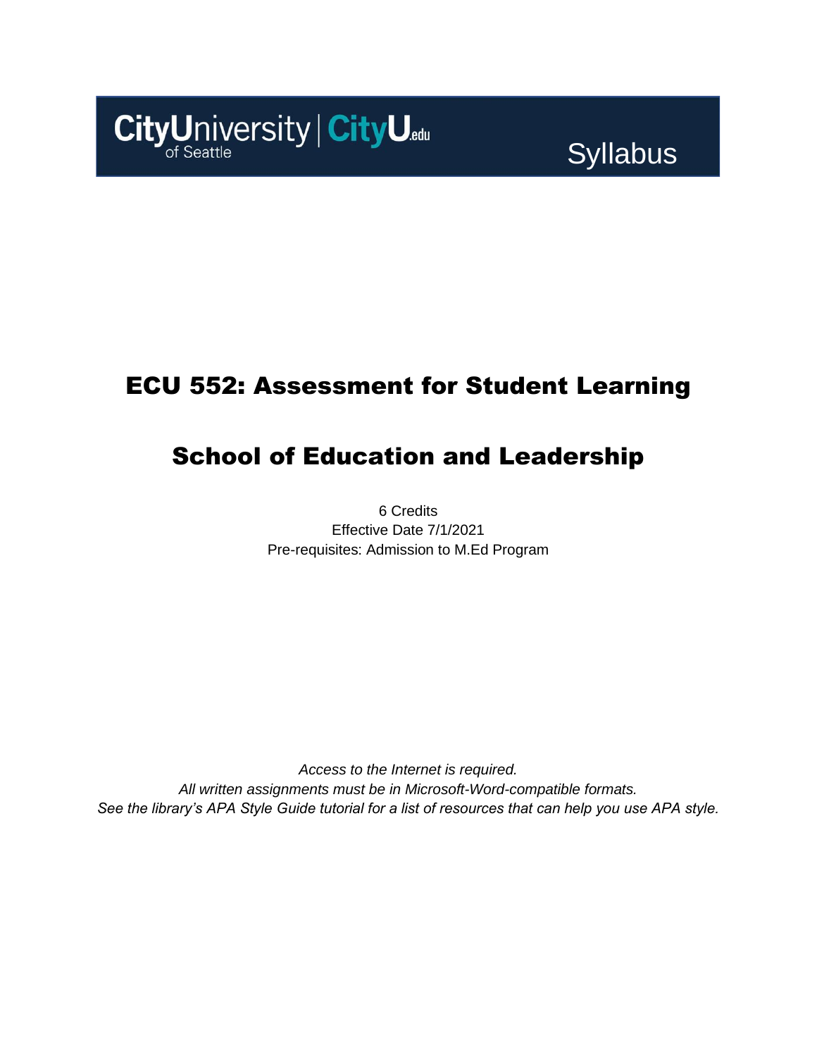CityUniversity of Seattle | CityU.edu

Syllabus

# ECU 552: Assessment for Student Learning

# School of Education and Leadership

6 Credits
Effective Date 7/1/2021
Pre-requisites: Admission to M.Ed Program

*Access to the Internet is required.*
*All written assignments must be in Microsoft-Word-compatible formats.*
*See the library's APA Style Guide tutorial for a list of resources that can help you use APA style.*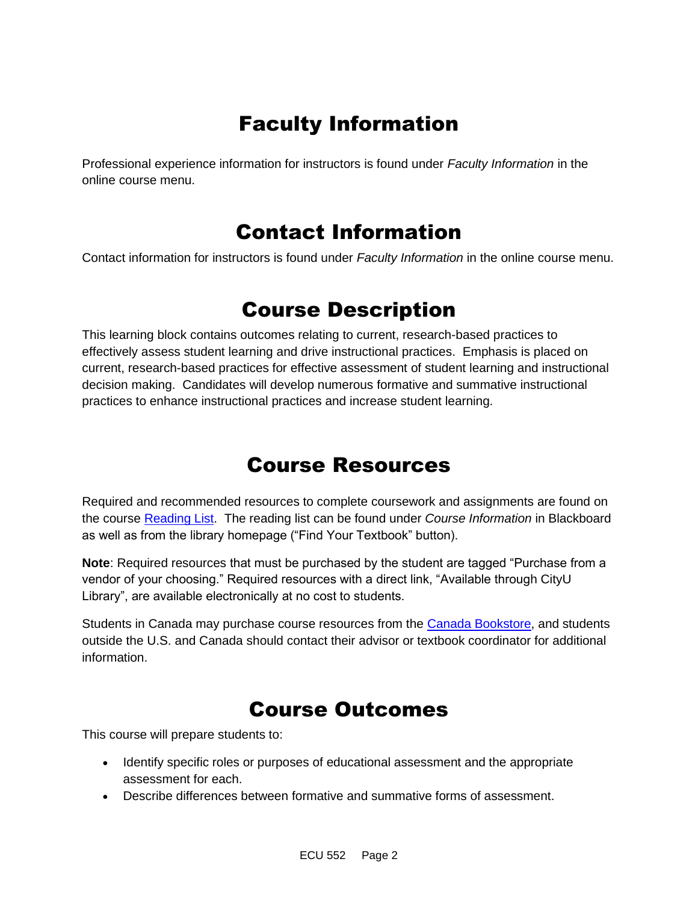# Faculty Information

Professional experience information for instructors is found under *Faculty Information* in the online course menu.

# Contact Information

Contact information for instructors is found under *Faculty Information* in the online course menu.

# Course Description

This learning block contains outcomes relating to current, research-based practices to effectively assess student learning and drive instructional practices. Emphasis is placed on current, research-based practices for effective assessment of student learning and instructional decision making. Candidates will develop numerous formative and summative instructional practices to enhance instructional practices and increase student learning.

# Course Resources

Required and recommended resources to complete coursework and assignments are found on the course Reading List. The reading list can be found under *Course Information* in Blackboard as well as from the library homepage ("Find Your Textbook" button).

**Note**: Required resources that must be purchased by the student are tagged "Purchase from a vendor of your choosing." Required resources with a direct link, "Available through CityU Library", are available electronically at no cost to students.

Students in Canada may purchase course resources from the Canada Bookstore, and students outside the U.S. and Canada should contact their advisor or textbook coordinator for additional information.

# Course Outcomes

This course will prepare students to:

- Identify specific roles or purposes of educational assessment and the appropriate assessment for each.
- Describe differences between formative and summative forms of assessment.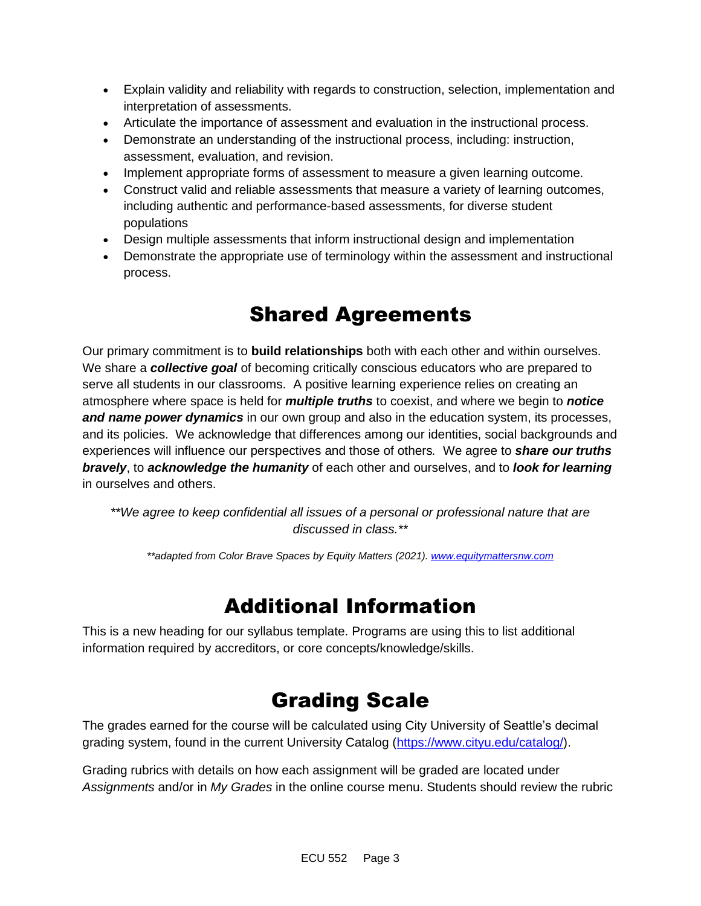- Explain validity and reliability with regards to construction, selection, implementation and interpretation of assessments.
- Articulate the importance of assessment and evaluation in the instructional process.
- Demonstrate an understanding of the instructional process, including: instruction, assessment, evaluation, and revision.
- Implement appropriate forms of assessment to measure a given learning outcome.
- Construct valid and reliable assessments that measure a variety of learning outcomes, including authentic and performance-based assessments, for diverse student populations
- Design multiple assessments that inform instructional design and implementation
- Demonstrate the appropriate use of terminology within the assessment and instructional process.

# Shared Agreements

Our primary commitment is to **build relationships** both with each other and within ourselves. We share a ***collective goal*** of becoming critically conscious educators who are prepared to serve all students in our classrooms. A positive learning experience relies on creating an atmosphere where space is held for ***multiple truths*** to coexist, and where we begin to ***notice and name power dynamics*** in our own group and also in the education system, its processes, and its policies. We acknowledge that differences among our identities, social backgrounds and experiences will influence our perspectives and those of others*.* We agree to ***share our truths bravely***, to ***acknowledge the humanity*** of each other and ourselves, and to ***look for learning*** in ourselves and others.

*\*\*We agree to keep confidential all issues of a personal or professional nature that are discussed in class.\*\**

*\*\*adapted from Color Brave Spaces by Equity Matters (2021). [www.equitymattersnw.com](http://www.equitymattersnw.com)*

# Additional Information

This is a new heading for our syllabus template. Programs are using this to list additional information required by accreditors, or core concepts/knowledge/skills.

# Grading Scale

The grades earned for the course will be calculated using City University of Seattle's decimal grading system, found in the current University Catalog ([https://www.cityu.edu/catalog/](https://www.cityu.edu/catalog/)).

Grading rubrics with details on how each assignment will be graded are located under *Assignments* and/or in *My Grades* in the online course menu. Students should review the rubric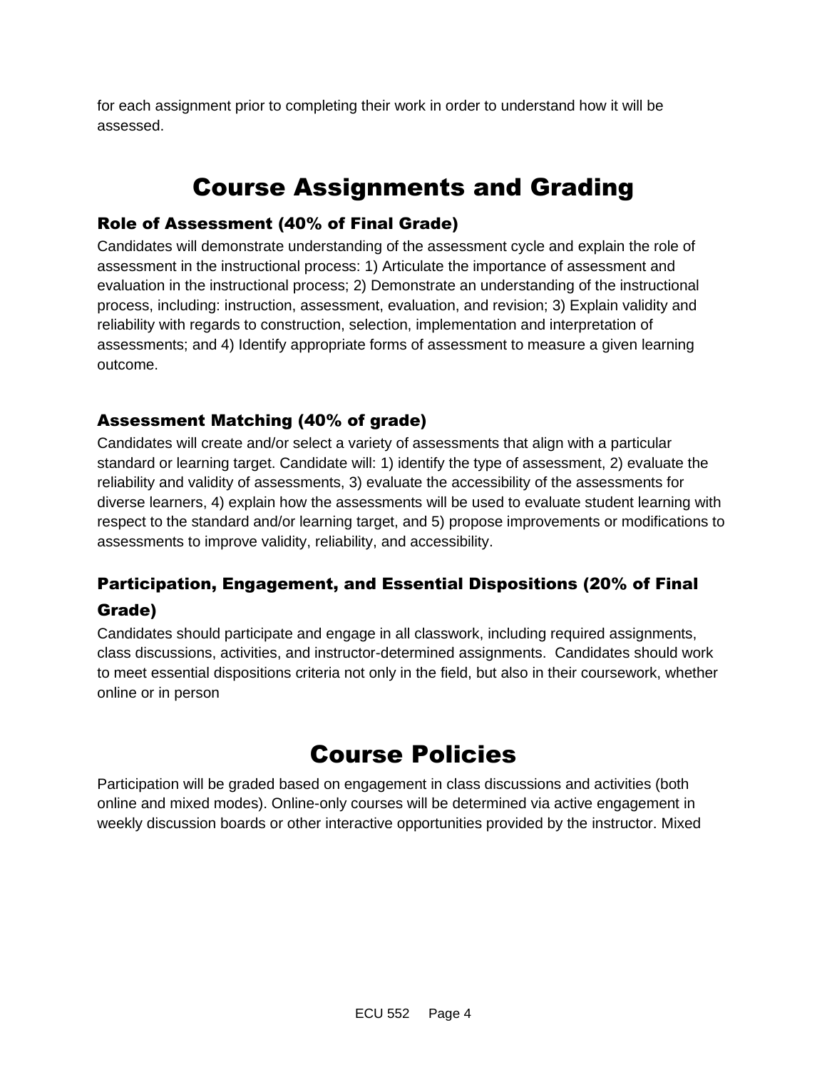for each assignment prior to completing their work in order to understand how it will be assessed.

# Course Assignments and Grading

### Role of Assessment (40% of Final Grade)

Candidates will demonstrate understanding of the assessment cycle and explain the role of assessment in the instructional process: 1) Articulate the importance of assessment and evaluation in the instructional process; 2) Demonstrate an understanding of the instructional process, including: instruction, assessment, evaluation, and revision; 3) Explain validity and reliability with regards to construction, selection, implementation and interpretation of assessments; and 4) Identify appropriate forms of assessment to measure a given learning outcome.

### Assessment Matching (40% of grade)

Candidates will create and/or select a variety of assessments that align with a particular standard or learning target. Candidate will: 1) identify the type of assessment, 2) evaluate the reliability and validity of assessments, 3) evaluate the accessibility of the assessments for diverse learners, 4) explain how the assessments will be used to evaluate student learning with respect to the standard and/or learning target, and 5) propose improvements or modifications to assessments to improve validity, reliability, and accessibility.

### Participation, Engagement, and Essential Dispositions (20% of Final Grade)

Candidates should participate and engage in all classwork, including required assignments, class discussions, activities, and instructor-determined assignments. Candidates should work to meet essential dispositions criteria not only in the field, but also in their coursework, whether online or in person

# Course Policies

Participation will be graded based on engagement in class discussions and activities (both online and mixed modes). Online-only courses will be determined via active engagement in weekly discussion boards or other interactive opportunities provided by the instructor. Mixed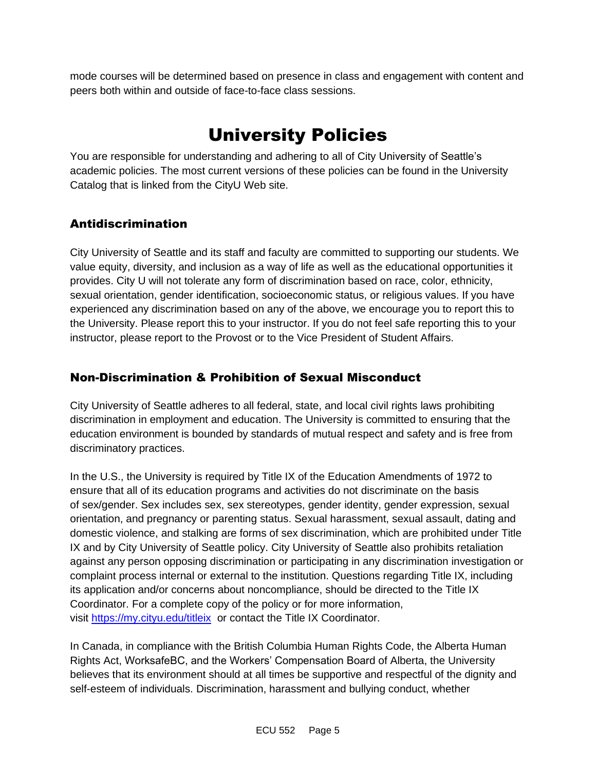mode courses will be determined based on presence in class and engagement with content and peers both within and outside of face-to-face class sessions.

# University Policies

You are responsible for understanding and adhering to all of City University of Seattle's academic policies. The most current versions of these policies can be found in the University Catalog that is linked from the CityU Web site.

## Antidiscrimination

City University of Seattle and its staff and faculty are committed to supporting our students. We value equity, diversity, and inclusion as a way of life as well as the educational opportunities it provides. City U will not tolerate any form of discrimination based on race, color, ethnicity, sexual orientation, gender identification, socioeconomic status, or religious values. If you have experienced any discrimination based on any of the above, we encourage you to report this to the University. Please report this to your instructor. If you do not feel safe reporting this to your instructor, please report to the Provost or to the Vice President of Student Affairs.

## Non-Discrimination & Prohibition of Sexual Misconduct

City University of Seattle adheres to all federal, state, and local civil rights laws prohibiting discrimination in employment and education. The University is committed to ensuring that the education environment is bounded by standards of mutual respect and safety and is free from discriminatory practices.

In the U.S., the University is required by Title IX of the Education Amendments of 1972 to ensure that all of its education programs and activities do not discriminate on the basis of sex/gender. Sex includes sex, sex stereotypes, gender identity, gender expression, sexual orientation, and pregnancy or parenting status. Sexual harassment, sexual assault, dating and domestic violence, and stalking are forms of sex discrimination, which are prohibited under Title IX and by City University of Seattle policy. City University of Seattle also prohibits retaliation against any person opposing discrimination or participating in any discrimination investigation or complaint process internal or external to the institution. Questions regarding Title IX, including its application and/or concerns about noncompliance, should be directed to the Title IX Coordinator. For a complete copy of the policy or for more information, visit [https://my.cityu.edu/titleix](https://my.cityu.edu/titleix) or contact the Title IX Coordinator.

In Canada, in compliance with the British Columbia Human Rights Code, the Alberta Human Rights Act, WorksafeBC, and the Workers' Compensation Board of Alberta, the University believes that its environment should at all times be supportive and respectful of the dignity and self-esteem of individuals. Discrimination, harassment and bullying conduct, whether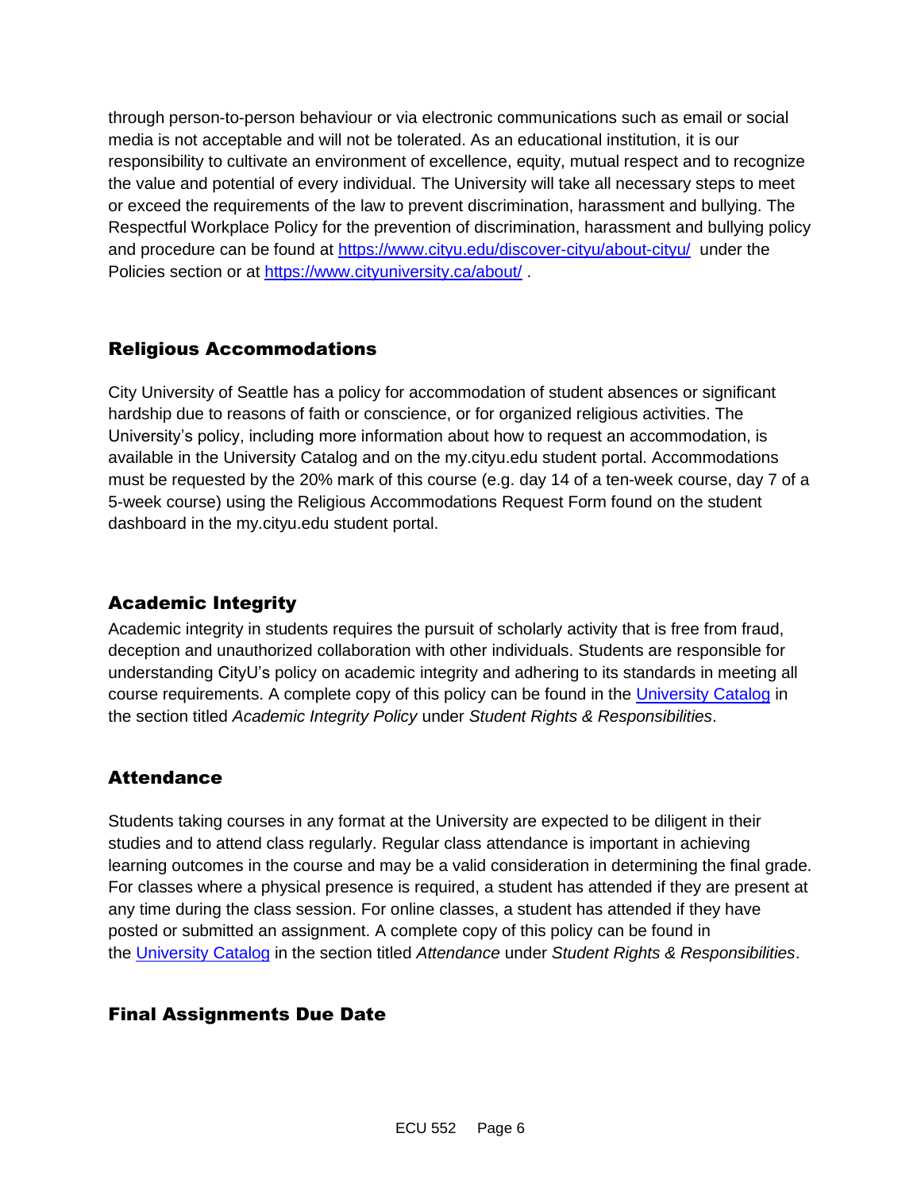through person-to-person behaviour or via electronic communications such as email or social media is not acceptable and will not be tolerated. As an educational institution, it is our responsibility to cultivate an environment of excellence, equity, mutual respect and to recognize the value and potential of every individual. The University will take all necessary steps to meet or exceed the requirements of the law to prevent discrimination, harassment and bullying. The Respectful Workplace Policy for the prevention of discrimination, harassment and bullying policy and procedure can be found at [https://www.cityu.edu/discover-cityu/about-cityu/](https://www.cityu.edu/discover-cityu/about-cityu/) under the Policies section or at [https://www.cityuniversity.ca/about/](https://www.cityuniversity.ca/about/) .

## Religious Accommodations

City University of Seattle has a policy for accommodation of student absences or significant hardship due to reasons of faith or conscience, or for organized religious activities. The University's policy, including more information about how to request an accommodation, is available in the University Catalog and on the my.cityu.edu student portal. Accommodations must be requested by the 20% mark of this course (e.g. day 14 of a ten-week course, day 7 of a 5-week course) using the Religious Accommodations Request Form found on the student dashboard in the my.cityu.edu student portal.

## Academic Integrity

Academic integrity in students requires the pursuit of scholarly activity that is free from fraud, deception and unauthorized collaboration with other individuals. Students are responsible for understanding CityU's policy on academic integrity and adhering to its standards in meeting all course requirements. A complete copy of this policy can be found in the University Catalog in the section titled *Academic Integrity Policy* under *Student Rights & Responsibilities*.

## Attendance

Students taking courses in any format at the University are expected to be diligent in their studies and to attend class regularly. Regular class attendance is important in achieving learning outcomes in the course and may be a valid consideration in determining the final grade. For classes where a physical presence is required, a student has attended if they are present at any time during the class session. For online classes, a student has attended if they have posted or submitted an assignment. A complete copy of this policy can be found in the University Catalog in the section titled *Attendance* under *Student Rights & Responsibilities*.

## Final Assignments Due Date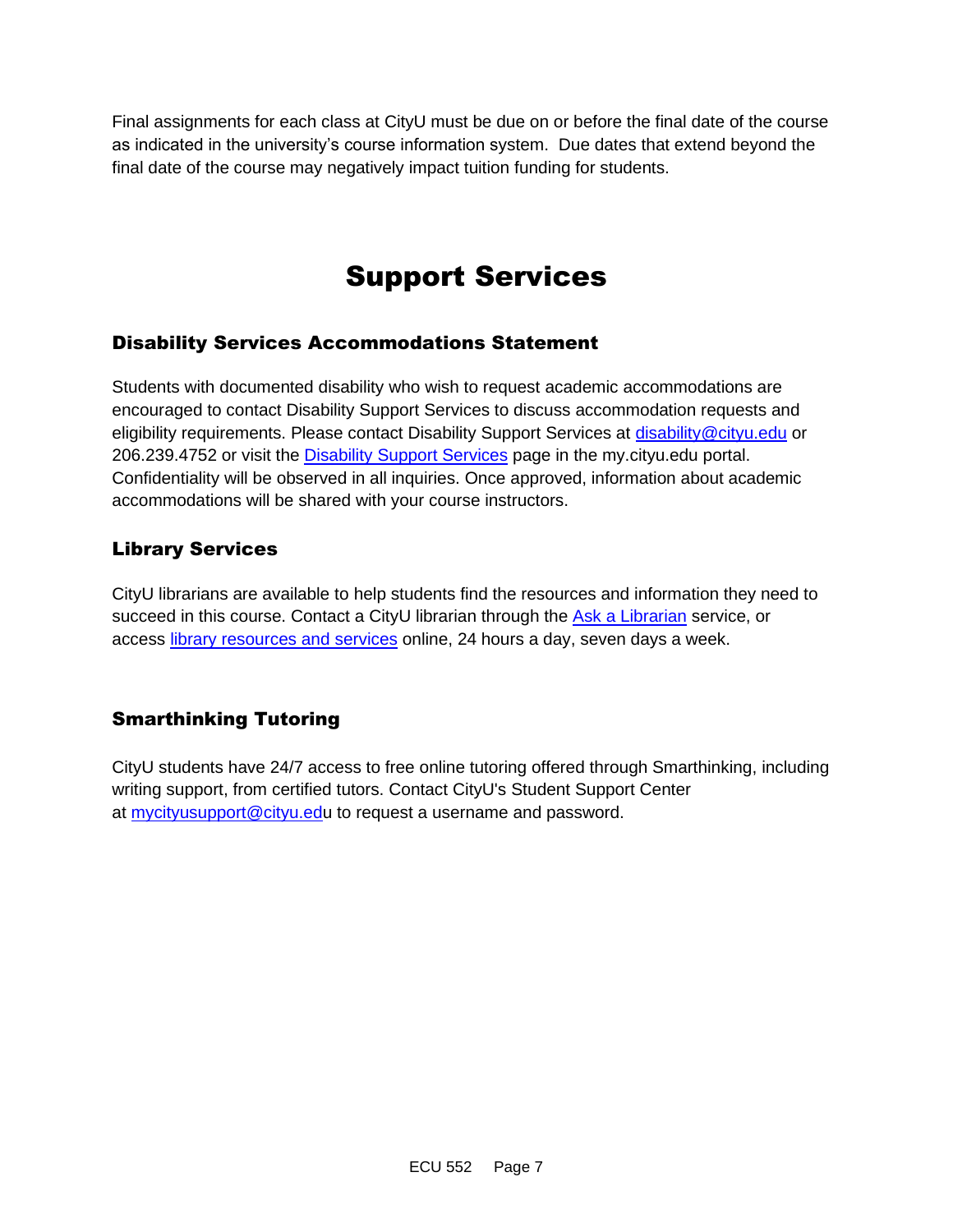Final assignments for each class at CityU must be due on or before the final date of the course as indicated in the university's course information system. Due dates that extend beyond the final date of the course may negatively impact tuition funding for students.

# Support Services

## Disability Services Accommodations Statement

Students with documented disability who wish to request academic accommodations are encouraged to contact Disability Support Services to discuss accommodation requests and eligibility requirements. Please contact Disability Support Services at disability@cityu.edu or 206.239.4752 or visit the Disability Support Services page in the my.cityu.edu portal. Confidentiality will be observed in all inquiries. Once approved, information about academic accommodations will be shared with your course instructors.

## Library Services

CityU librarians are available to help students find the resources and information they need to succeed in this course. Contact a CityU librarian through the Ask a Librarian service, or access library resources and services online, 24 hours a day, seven days a week.

## Smarthinking Tutoring

CityU students have 24/7 access to free online tutoring offered through Smarthinking, including writing support, from certified tutors. Contact CityU's Student Support Center at mycityusupport@cityu.edu to request a username and password.